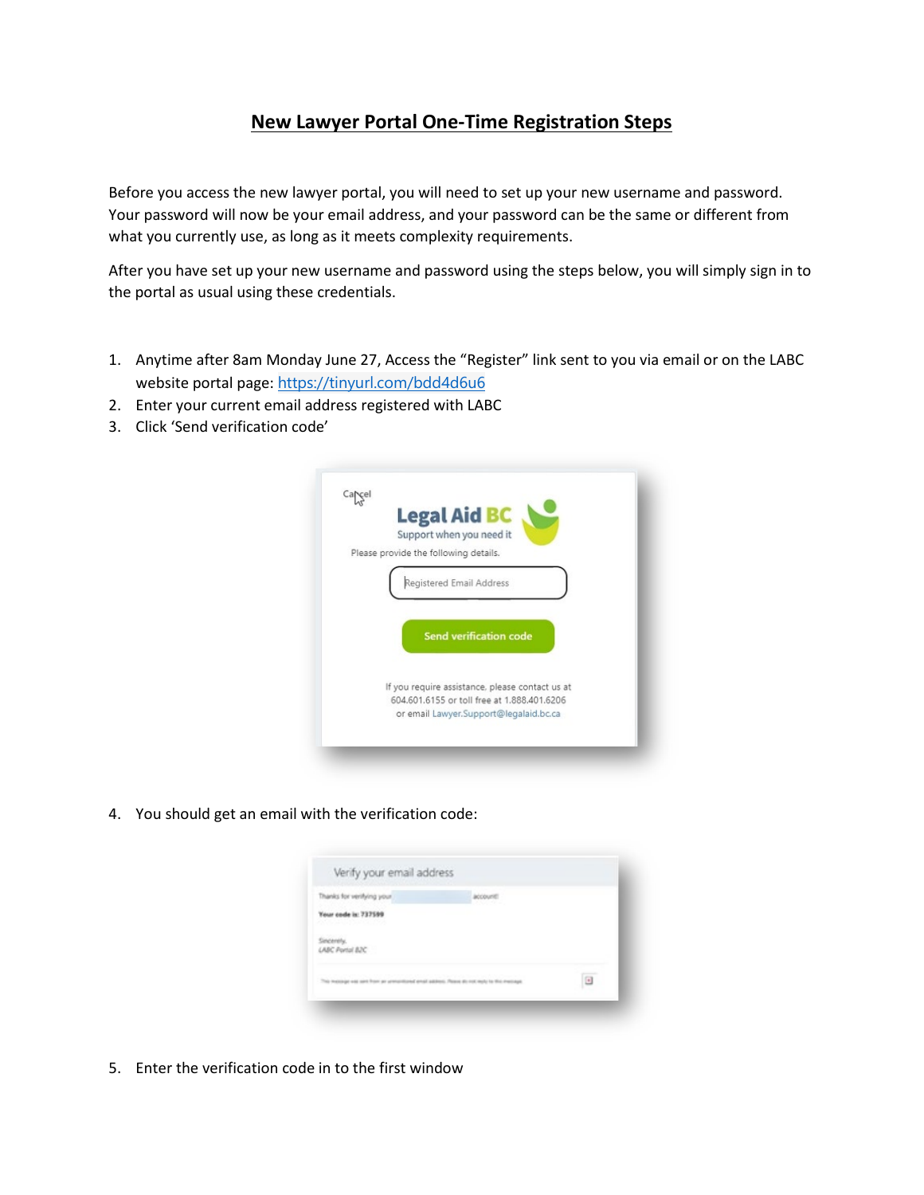# New Lawyer Portal One-Time Registration Steps

Before you access the new lawyer portal, you will need to set up your new username and password. Your password will now be your email address, and your password can be the same or different from what you currently use, as long as it meets complexity requirements.

After you have set up your new username and password using the steps below, you will simply sign in to the portal as usual using these credentials.

1. Anytime after 8am Monday June 27, Access the "Register" link sent to you via email or on the LABC website portal page: https://tinyurl.com/bdd4d6u6
2. Enter your current email address registered with LABC
3. Click 'Send verification code'

4. You should get an email with the verification code:

5. Enter the verification code in to the first window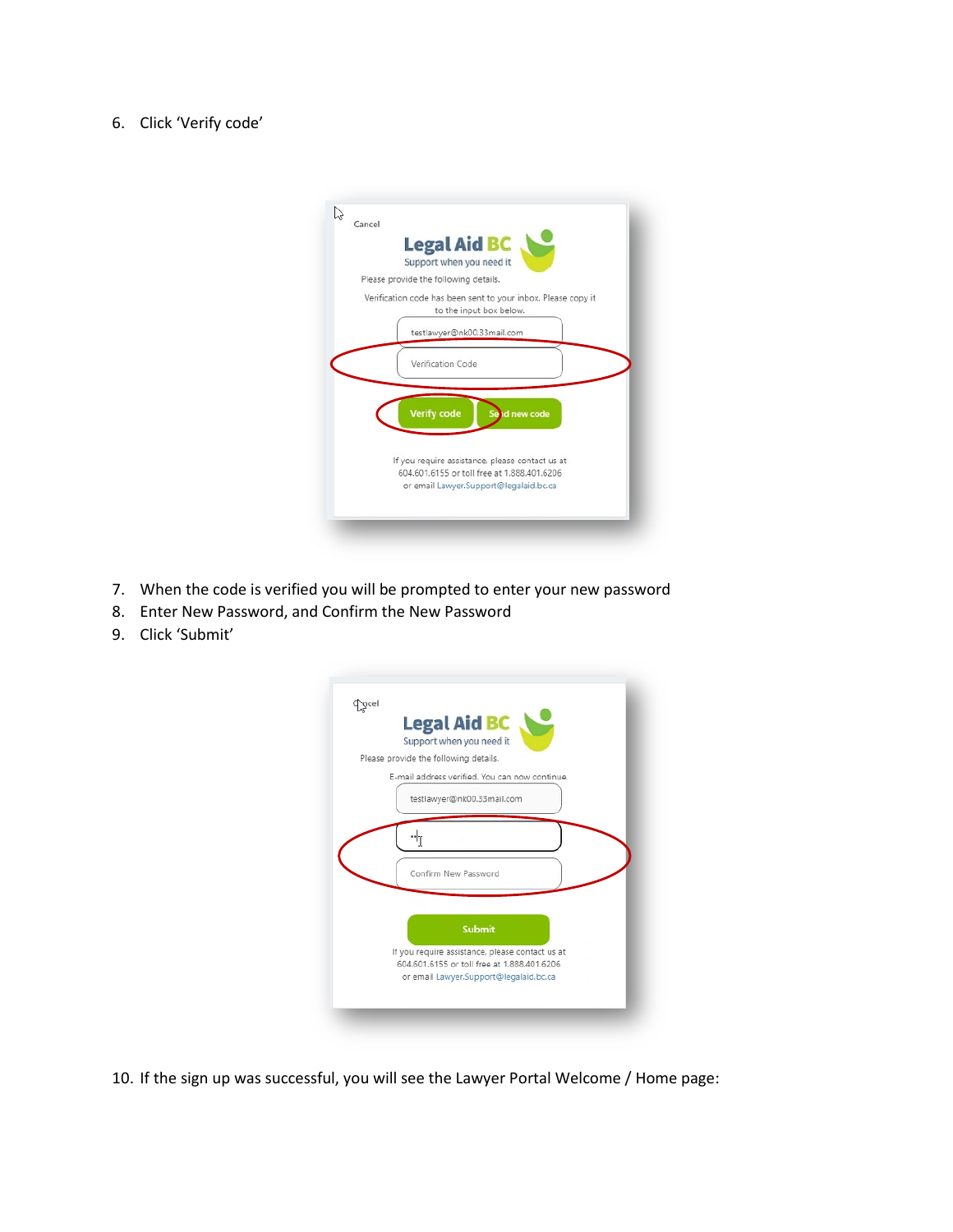6. Click 'Verify code'

7. When the code is verified you will be prompted to enter your new password
8. Enter New Password, and Confirm the New Password
9. Click 'Submit'

10. If the sign up was successful, you will see the Lawyer Portal Welcome / Home page: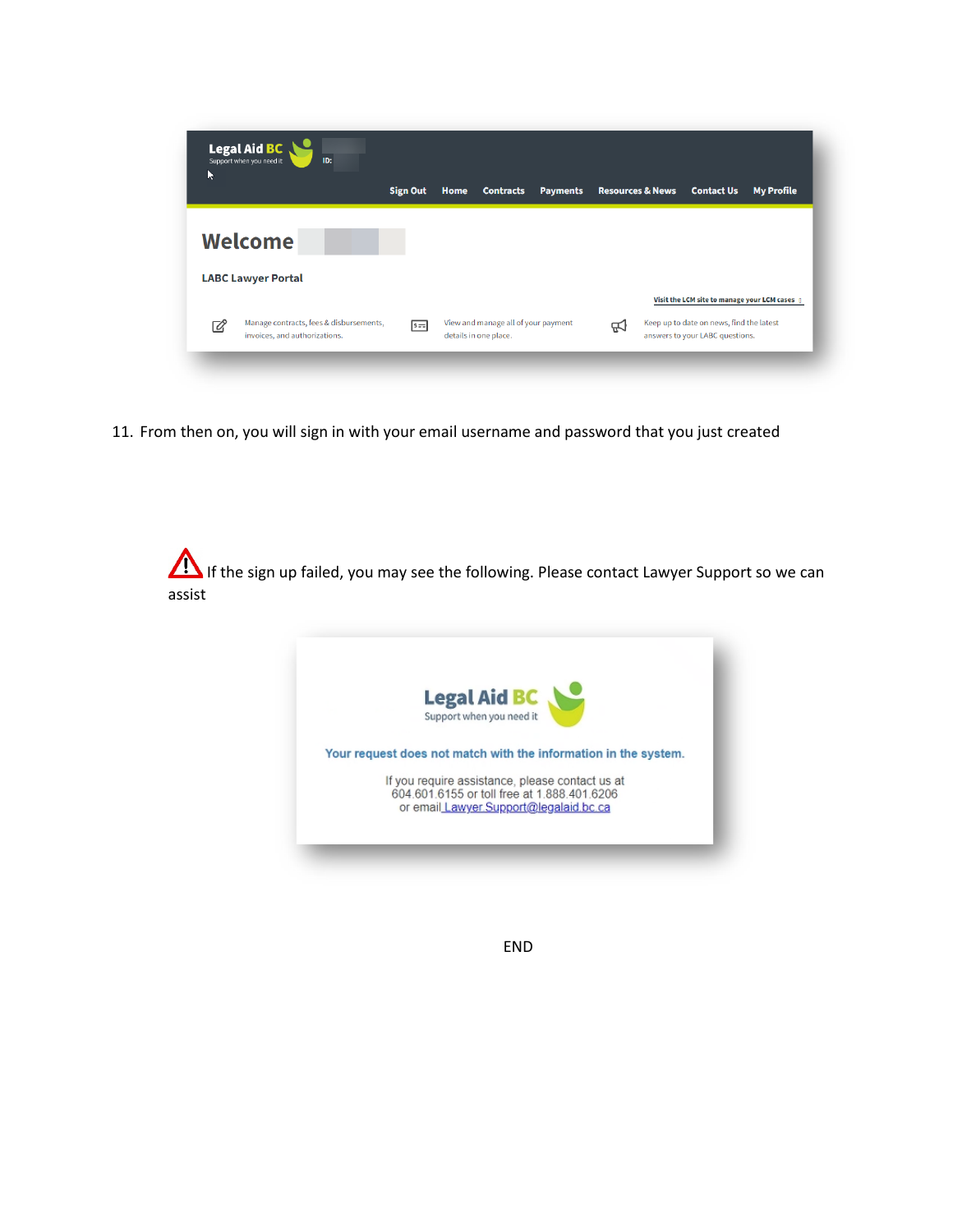11. From then on, you will sign in with your email username and password that you just created

⚠ If the sign up failed, you may see the following. Please contact Lawyer Support so we can assist

END